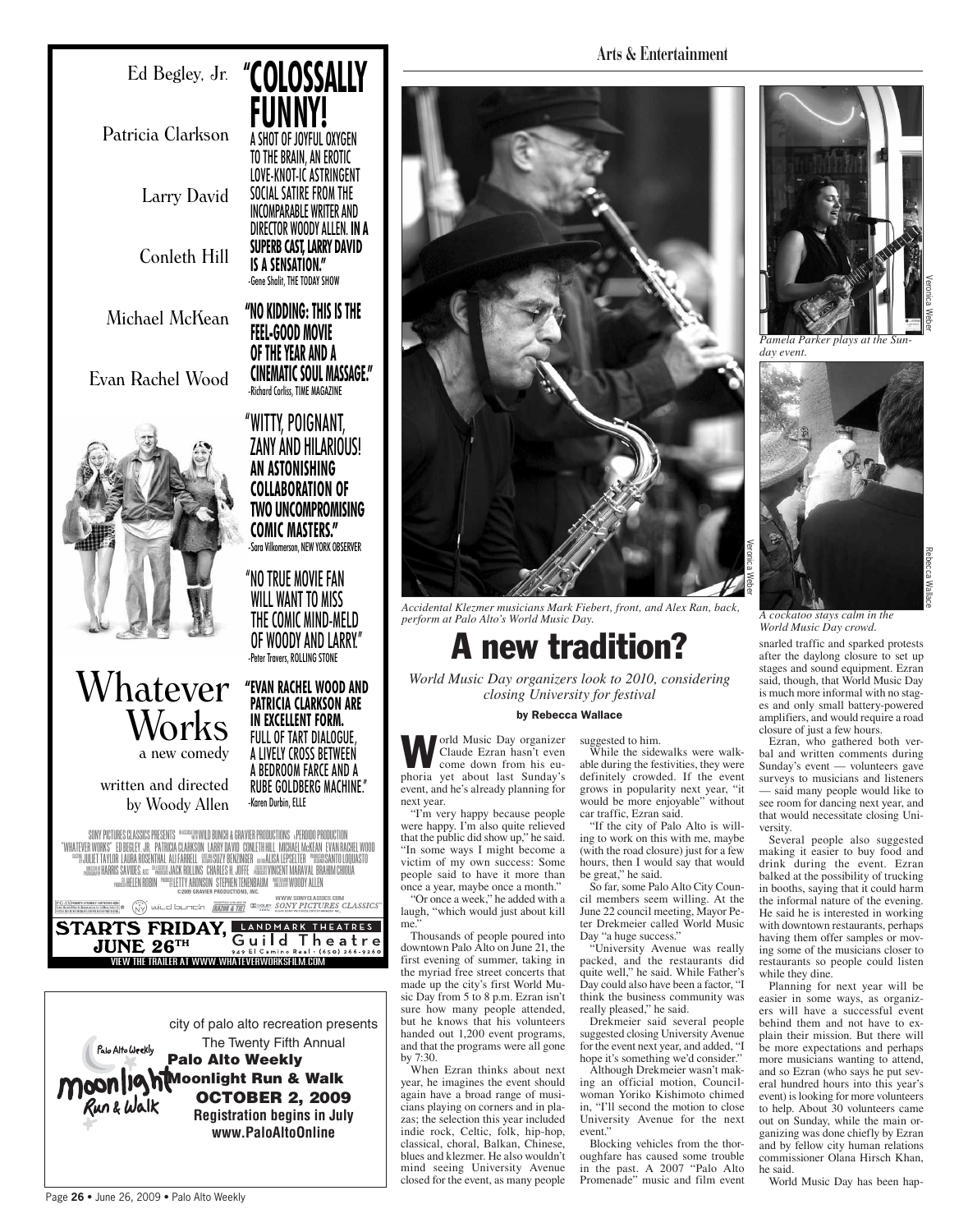Ed Begley, Jr.

Patricia Clarkson

Larry David

Conleth Hill

Michael McKean

Evan Rachel Wood

**"COLOSSALLY FUNNY!** A SHOT OF JOYFUL OXYGEN TO THE BRAIN, AN EROTIC LOVE-KNOT-IC ASTRINGENT SOCIAL SATIRE FROM THE INCOMPARABLE WRITER AND DIRECTOR WOODY ALLEN. **IN A SUPERB CAST, LARRY DAVID IS A SENSATION."**
-Gene Shalit, THE TODAY SHOW

**"NO KIDDING: THIS IS THE FEEL-GOOD MOVIE OF THE YEAR AND A CINEMATIC SOUL MASSAGE."**
-Richard Corliss, TIME MAGAZINE

"WITTY, POIGNANT, ZANY AND HILARIOUS! **AN ASTONISHING COLLABORATION OF TWO UNCOMPROMISING COMIC MASTERS."**
-Sara Vilkomerson, NEW YORK OBSERVER

"NO TRUE MOVIE FAN WILL WANT TO MISS THE COMIC MIND-MELD OF WOODY AND LARRY."
-Peter Travers, ROLLING STONE

**"EVAN RACHEL WOOD AND PATRICIA CLARKSON ARE IN EXCELLENT FORM.** FULL OF TART DIALOGUE, A LIVELY CROSS BETWEEN A BEDROOM FARCE AND A RUBE GOLDBERG MACHINE."
-Karen Durbin, ELLE

# Whatever Works

a new comedy

written and directed by Woody Allen

SONY PICTURES CLASSICS PRESENTS IN ASSOCIATION WITH WILD BUNCH & GRAVIER PRODUCTIONS A PERDIDO PRODUCTION "WHATEVER WORKS" ED BEGLEY, JR. PATRICIA CLARKSON LARRY DAVID CONLETH HILL MICHAEL McKEAN EVAN RACHEL WOOD CASTING JULIET TAYLOR LAURA ROSENTHAL ALI FARRELL COSTUME DESIGNER SUZY BENZINGER EDITOR ALISA LEPSELTER PRODUCTION DESIGNER SANTO LOQUASTO DIRECTOR OF PHOTOGRAPHY HARRIS SAVIDES, ASC CO-EXECUTIVE PRODUCERS JACK ROLLINS CHARLES H. JOFFE EXECUTIVE PRODUCER VINCENT MARAVAL BRAHIM CHIOUA CO-PRODUCER HELEN ROBIN PRODUCED BY LETTY ARONSON STEPHEN TENENBAUM WRITTEN AND DIRECTED BY WOODY ALLEN
©2009 GRAVIER PRODUCTIONS, INC.

WWW.SONYCLASSICS.COM

**STARTS FRIDAY, JUNE 26TH**

LANDMARK THEATRES
Guild Theatre
949 El Camino Real • (650) 266-9260

VIEW THE TRAILER AT WWW.WHATEVERWORKSFILM.COM

---

city of palo alto recreation presents
The Twenty Fifth Annual
**Palo Alto Weekly Moonlight Run & Walk**
**OCTOBER 2, 2009**
**Registration begins in July**
**www.PaloAltoOnline**

---

Arts & Entertainment

*Accidental Klezmer musicians Mark Fiebert, front, and Alex Ran, back, perform at Palo Alto's World Music Day.*

Veronica Weber

# A new tradition?

*World Music Day organizers look to 2010, considering closing University for festival*

**by Rebecca Wallace**

World Music Day organizer Claude Ezran hasn't even come down from his euphoria yet about last Sunday's event, and he's already planning for next year.

"I'm very happy because people were happy. I'm also quite relieved that the public did show up," he said. "In some ways I might become a victim of my own success: Some people said to have it more than once a year, maybe once a month."

"Or once a week," he added with a laugh, "which would just about kill me."

Thousands of people poured into downtown Palo Alto on June 21, the first evening of summer, taking in the myriad free street concerts that made up the city's first World Music Day from 5 to 8 p.m. Ezran isn't sure how many people attended, but he knows that his volunteers handed out 1,200 event programs, and that the programs were all gone by 7:30.

When Ezran thinks about next year, he imagines the event should again have a broad range of musicians playing on corners and in plazas; the selection this year included indie rock, Celtic, folk, hip-hop, classical, choral, Balkan, Chinese, blues and klezmer. He also wouldn't mind seeing University Avenue closed for the event, as many people suggested to him.

While the sidewalks were walkable during the festivities, they were definitely crowded. If the event grows in popularity next year, "it would be more enjoyable" without car traffic, Ezran said.

"If the city of Palo Alto is willing to work on this with me, maybe (with the road closure) just for a few hours, then I would say that would be great," he said.

So far, some Palo Alto City Council members seem willing. At the June 22 council meeting, Mayor Peter Drekmeier called World Music Day "a huge success."

"University Avenue was really packed, and the restaurants did quite well," he said. While Father's Day could also have been a factor, "I think the business community was really pleased," he said.

Drekmeier said several people suggested closing University Avenue for the event next year, and added, "I hope it's something we'd consider."

Although Drekmeier wasn't making an official motion, Councilwoman Yoriko Kishimoto chimed in, "I'll second the motion to close University Avenue for the next event."

Blocking vehicles from the thoroughfare has caused some trouble in the past. A 2007 "Palo Alto Promenade" music and film event snarled traffic and sparked protests after the daylong closure to set up stages and sound equipment. Ezran said, though, that World Music Day is much more informal with no stages and only small battery-powered amplifiers, and would require a road closure of just a few hours.

*Pamela Parker plays at the Sunday event.*

Veronica Weber

*A cockatoo stays calm in the World Music Day crowd.*

Rebecca Wallace

Ezran, who gathered both verbal and written comments during Sunday's event — volunteers gave surveys to musicians and listeners — said many people would like to see room for dancing next year, and that would necessitate closing University.

Several people also suggested making it easier to buy food and drink during the event. Ezran balked at the possibility of trucking in booths, saying that it could harm the informal nature of the evening. He said he is interested in working with downtown restaurants, perhaps having them offer samples or moving some of the musicians closer to restaurants so people could listen while they dine.

Planning for next year will be easier in some ways, as organizers will have a successful event behind them and not have to explain their mission. But there will be more expectations and perhaps more musicians wanting to attend, and so Ezran (who says he put several hundred hours into this year's event) is looking for more volunteers to help. About 30 volunteers came out on Sunday, while the main organizing was done chiefly by Ezran and by fellow city human relations commissioner Olana Hirsch Khan, he said.

World Music Day has been hap-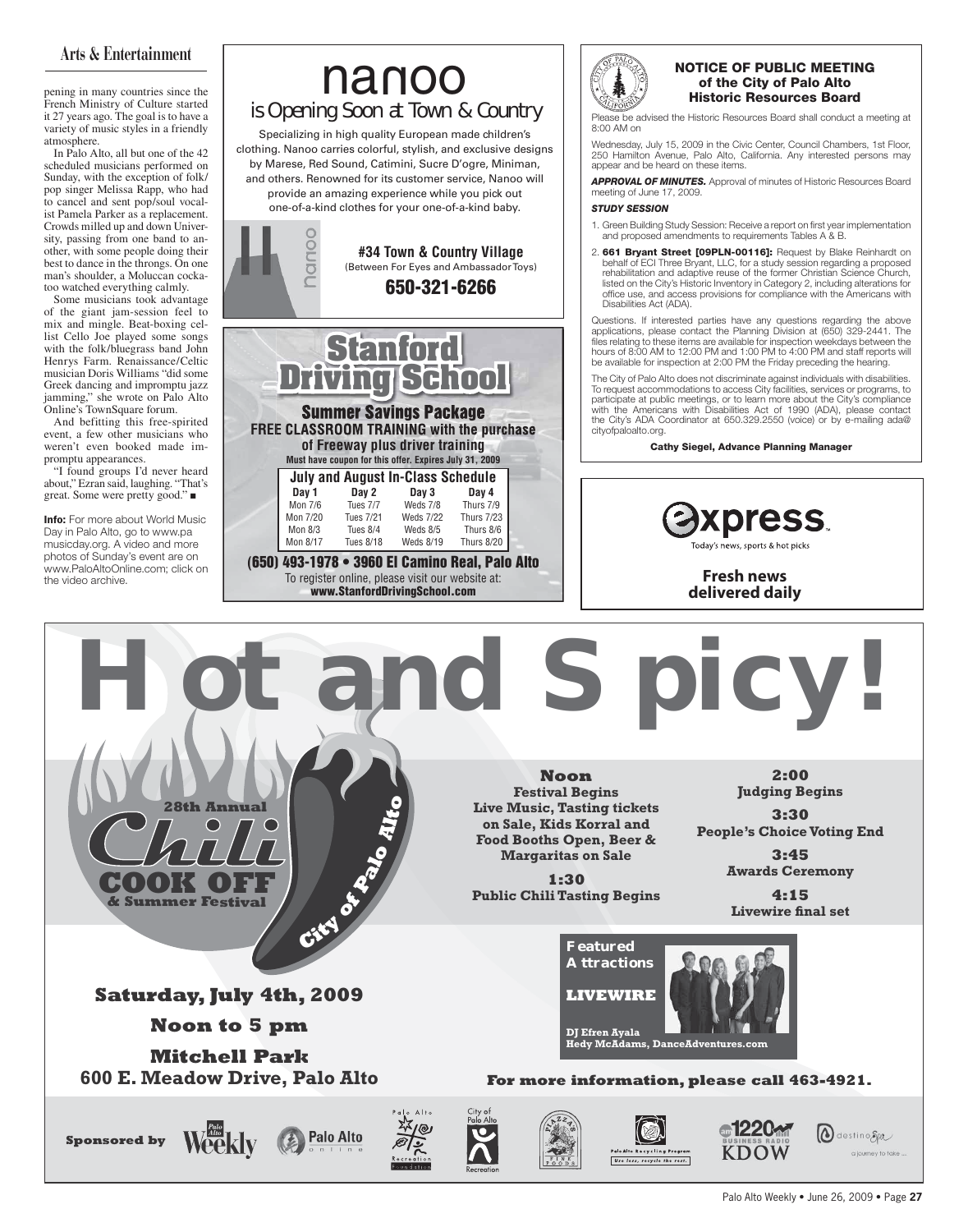## Arts & Entertainment

pening in many countries since the French Ministry of Culture started it 27 years ago. The goal is to have a variety of music styles in a friendly atmosphere.

In Palo Alto, all but one of the 42 scheduled musicians performed on Sunday, with the exception of folk/pop singer Melissa Rapp, who had to cancel and sent pop/soul vocalist Pamela Parker as a replacement. Crowds milled up and down University, passing from one band to another, with some people doing their best to dance in the throngs. On one man's shoulder, a Moluccan cockatoo watched everything calmly.

Some musicians took advantage of the giant jam-session feel to mix and mingle. Beat-boxing cellist Cello Joe played some songs with the folk/bluegrass band John Henrys Farm. Renaissance/Celtic musician Doris Williams "did some Greek dancing and impromptu jazz jamming," she wrote on Palo Alto Online's TownSquare forum.

And befitting this free-spirited event, a few other musicians who weren't even booked made impromptu appearances.

"I found groups I'd never heard about," Ezran said, laughing. "That's great. Some were pretty good." ■

**Info:** For more about World Music Day in Palo Alto, go to www.pamusicday.org. A video and more photos of Sunday's event are on www.PaloAltoOnline.com; click on the video archive.

---

# nanoo

## is Opening Soon at Town & Country

Specializing in high quality European made children's clothing. Nanoo carries colorful, stylish, and exclusive designs by Marese, Red Sound, Catimini, Sucre D'ogre, Miniman, and others. Renowned for its customer service, Nanoo will provide an amazing experience while you pick out one-of-a-kind clothes for your one-of-a-kind baby.

**#34 Town & Country Village**
(Between For Eyes and Ambassador Toys)

**650-321-6266**

---

# Stanford Driving School

**Summer Savings Package**
**FREE CLASSROOM TRAINING with the purchase of Freeway plus driver training**
**Must have coupon for this offer. Expires July 31, 2009**

**July and August In-Class Schedule**

| Day 1 | Day 2 | Day 3 | Day 4 |
|---|---|---|---|
| Mon 7/6 | Tues 7/7 | Weds 7/8 | Thurs 7/9 |
| Mon 7/20 | Tues 7/21 | Weds 7/22 | Thurs 7/23 |
| Mon 8/3 | Tues 8/4 | Weds 8/5 | Thurs 8/6 |
| Mon 8/17 | Tues 8/18 | Weds 8/19 | Thurs 8/20 |

**(650) 493-1978 • 3960 El Camino Real, Palo Alto**
To register online, please visit our website at:
**www.StanfordDrivingSchool.com**

---

### NOTICE OF PUBLIC MEETING of the City of Palo Alto Historic Resources Board

Please be advised the Historic Resources Board shall conduct a meeting at 8:00 AM on

Wednesday, July 15, 2009 in the Civic Center, Council Chambers, 1st Floor, 250 Hamilton Avenue, Palo Alto, California. Any interested persons may appear and be heard on these items.

***APPROVAL OF MINUTES.*** Approval of minutes of Historic Resources Board meeting of June 17, 2009.

***STUDY SESSION***

1. Green Building Study Session: Receive a report on first year implementation and proposed amendments to requirements Tables A & B.
2. **661 Bryant Street [09PLN-00116]:** Request by Blake Reinhardt on behalf of ECI Three Bryant, LLC, for a study session regarding a proposed rehabilitation and adaptive reuse of the former Christian Science Church, listed on the City's Historic Inventory in Category 2, including alterations for office use, and access provisions for compliance with the Americans with Disabilities Act (ADA).

Questions. If interested parties have any questions regarding the above applications, please contact the Planning Division at (650) 329-2441. The files relating to these items are available for inspection weekdays between the hours of 8:00 AM to 12:00 PM and 1:00 PM to 4:00 PM and staff reports will be available for inspection at 2:00 PM the Friday preceding the hearing.

The City of Palo Alto does not discriminate against individuals with disabilities. To request accommodations to access City facilities, services or programs, to participate at public meetings, or to learn more about the City's compliance with the Americans with Disabilities Act of 1990 (ADA), please contact the City's ADA Coordinator at 650.329.2550 (voice) or by e-mailing ada@cityofpaloalto.org.

**Cathy Siegel, Advance Planning Manager**

---

# express

Today's news, sports & hot picks

**Fresh news delivered daily**

---

# Hot and Spicy!

**28th Annual Chili COOK OFF & Summer Festival**

**City of Palo Alto**

**Noon**
**Festival Begins**
**Live Music, Tasting tickets on Sale, Kids Korral and Food Booths Open, Beer & Margaritas on Sale**

**1:30**
**Public Chili Tasting Begins**

**2:00**
**Judging Begins**

**3:30**
**People's Choice Voting End**

**3:45**
**Awards Ceremony**

**4:15**
**Livewire final set**

**Featured Attractions**

**LIVEWIRE**

**DJ Efren Ayala**
**Hedy McAdams, DanceAdventures.com**

**Saturday, July 4th, 2009**

**Noon to 5 pm**

**Mitchell Park**
**600 E. Meadow Drive, Palo Alto**

**For more information, please call 463-4921.**

**Sponsored by** Palo Alto Weekly, Palo Alto Online, Palo Alto Recreation Foundation, City of Palo Alto Recreation, Piazza's Fine Foods, Palo Alto Recycling Program, 1220 AM Business Radio KDOW, destino Spa